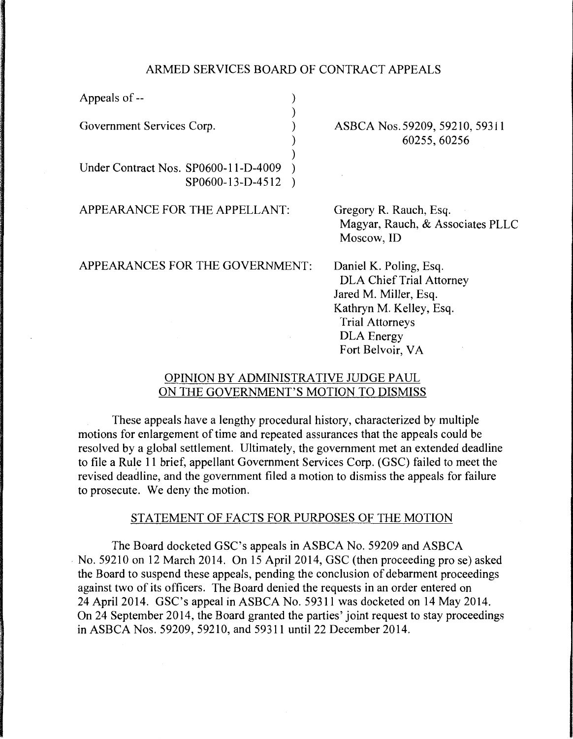ARMED SERVICES BOARD OF CONTRACT APPEALS

| | |
|---|---|
| Appeals of -- | |
| Government Services Corp. | ASBCA Nos. 59209, 59210, 59311 60255, 60256 |
| Under Contract Nos. SP0600-11-D-4009 SP0600-13-D-4512 | |

APPEARANCE FOR THE APPELLANT:

Gregory R. Rauch, Esq.
Magyar, Rauch, & Associates PLLC
Moscow, ID

APPEARANCES FOR THE GOVERNMENT:

Daniel K. Poling, Esq.
DLA Chief Trial Attorney
Jared M. Miller, Esq.
Kathryn M. Kelley, Esq.
Trial Attorneys
DLA Energy
Fort Belvoir, VA

## OPINION BY ADMINISTRATIVE JUDGE PAUL ON THE GOVERNMENT'S MOTION TO DISMISS

These appeals have a lengthy procedural history, characterized by multiple motions for enlargement of time and repeated assurances that the appeals could be resolved by a global settlement. Ultimately, the government met an extended deadline to file a Rule 11 brief, appellant Government Services Corp. (GSC) failed to meet the revised deadline, and the government filed a motion to dismiss the appeals for failure to prosecute. We deny the motion.

## STATEMENT OF FACTS FOR PURPOSES OF THE MOTION

The Board docketed GSC's appeals in ASBCA No. 59209 and ASBCA No. 59210 on 12 March 2014. On 15 April 2014, GSC (then proceeding pro se) asked the Board to suspend these appeals, pending the conclusion of debarment proceedings against two of its officers. The Board denied the requests in an order entered on 24 April 2014. GSC's appeal in ASBCA No. 59311 was docketed on 14 May 2014. On 24 September 2014, the Board granted the parties' joint request to stay proceedings in ASBCA Nos. 59209, 59210, and 59311 until 22 December 2014.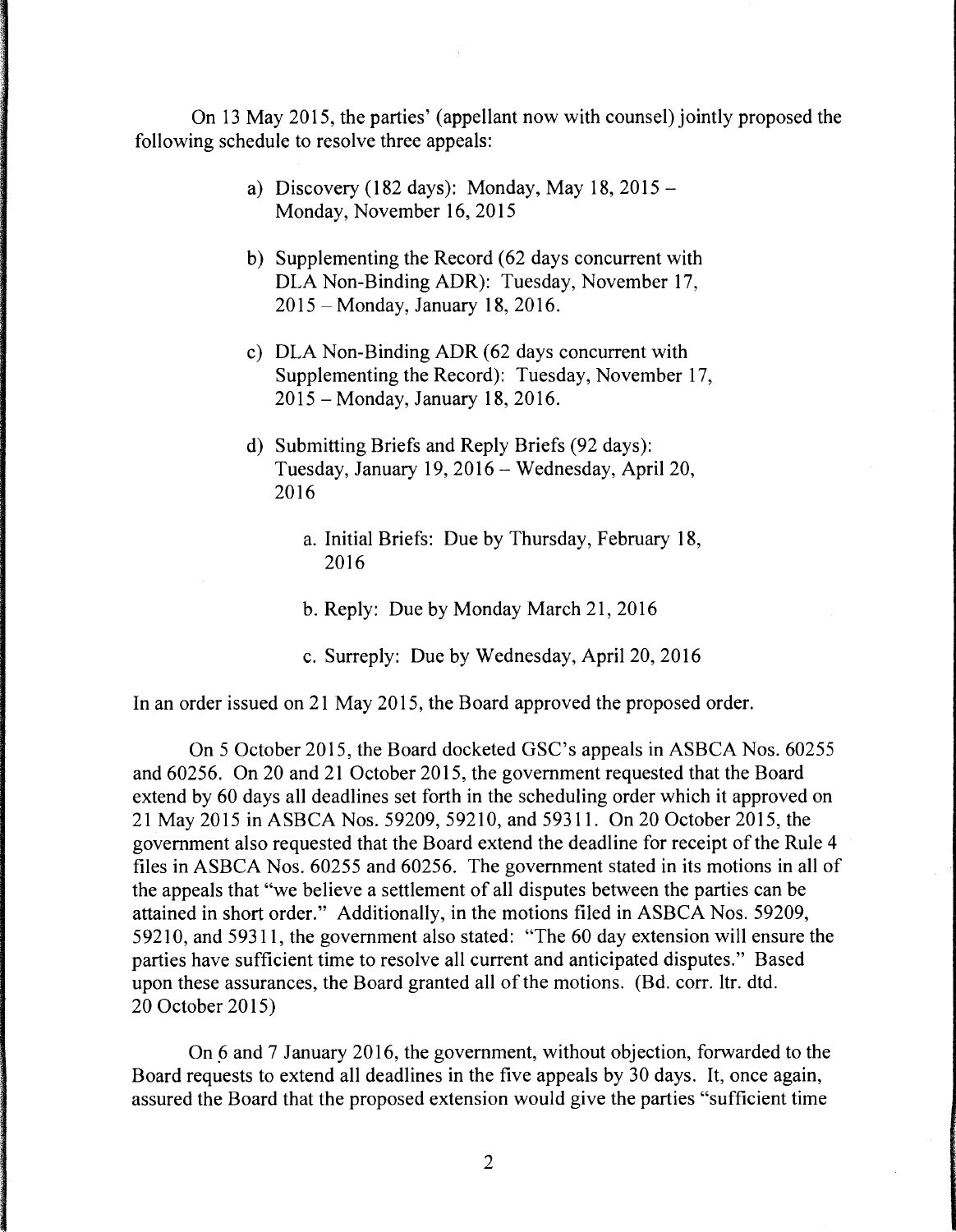On 13 May 2015, the parties' (appellant now with counsel) jointly proposed the following schedule to resolve three appeals:

a) Discovery (182 days): Monday, May 18, 2015 – Monday, November 16, 2015

b) Supplementing the Record (62 days concurrent with DLA Non-Binding ADR): Tuesday, November 17, 2015 – Monday, January 18, 2016.

c) DLA Non-Binding ADR (62 days concurrent with Supplementing the Record): Tuesday, November 17, 2015 – Monday, January 18, 2016.

d) Submitting Briefs and Reply Briefs (92 days): Tuesday, January 19, 2016 – Wednesday, April 20, 2016

   a. Initial Briefs: Due by Thursday, February 18, 2016

   b. Reply: Due by Monday March 21, 2016

   c. Surreply: Due by Wednesday, April 20, 2016

In an order issued on 21 May 2015, the Board approved the proposed order.

On 5 October 2015, the Board docketed GSC's appeals in ASBCA Nos. 60255 and 60256. On 20 and 21 October 2015, the government requested that the Board extend by 60 days all deadlines set forth in the scheduling order which it approved on 21 May 2015 in ASBCA Nos. 59209, 59210, and 59311. On 20 October 2015, the government also requested that the Board extend the deadline for receipt of the Rule 4 files in ASBCA Nos. 60255 and 60256. The government stated in its motions in all of the appeals that "we believe a settlement of all disputes between the parties can be attained in short order." Additionally, in the motions filed in ASBCA Nos. 59209, 59210, and 59311, the government also stated: "The 60 day extension will ensure the parties have sufficient time to resolve all current and anticipated disputes." Based upon these assurances, the Board granted all of the motions. (Bd. corr. ltr. dtd. 20 October 2015)

On 6 and 7 January 2016, the government, without objection, forwarded to the Board requests to extend all deadlines in the five appeals by 30 days. It, once again, assured the Board that the proposed extension would give the parties "sufficient time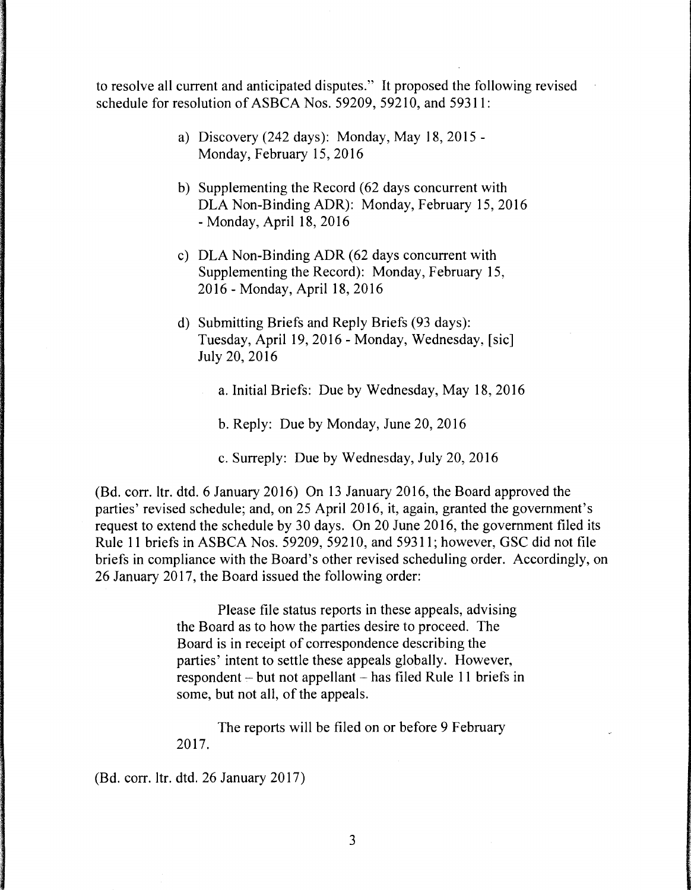to resolve all current and anticipated disputes." It proposed the following revised schedule for resolution of ASBCA Nos. 59209, 59210, and 59311:

> a) Discovery (242 days): Monday, May 18, 2015 - Monday, February 15, 2016
>
> b) Supplementing the Record (62 days concurrent with DLA Non-Binding ADR): Monday, February 15, 2016 - Monday, April 18, 2016
>
> c) DLA Non-Binding ADR (62 days concurrent with Supplementing the Record): Monday, February 15, 2016 - Monday, April 18, 2016
>
> d) Submitting Briefs and Reply Briefs (93 days): Tuesday, April 19, 2016 - Monday, Wednesday, [sic] July 20, 2016
>
> > a. Initial Briefs: Due by Wednesday, May 18, 2016
> >
> > b. Reply: Due by Monday, June 20, 2016
> >
> > c. Surreply: Due by Wednesday, July 20, 2016

(Bd. corr. ltr. dtd. 6 January 2016) On 13 January 2016, the Board approved the parties' revised schedule; and, on 25 April 2016, it, again, granted the government's request to extend the schedule by 30 days. On 20 June 2016, the government filed its Rule 11 briefs in ASBCA Nos. 59209, 59210, and 59311; however, GSC did not file briefs in compliance with the Board's other revised scheduling order. Accordingly, on 26 January 2017, the Board issued the following order:

> Please file status reports in these appeals, advising the Board as to how the parties desire to proceed. The Board is in receipt of correspondence describing the parties' intent to settle these appeals globally. However, respondent – but not appellant – has filed Rule 11 briefs in some, but not all, of the appeals.
>
> The reports will be filed on or before 9 February 2017.

(Bd. corr. ltr. dtd. 26 January 2017)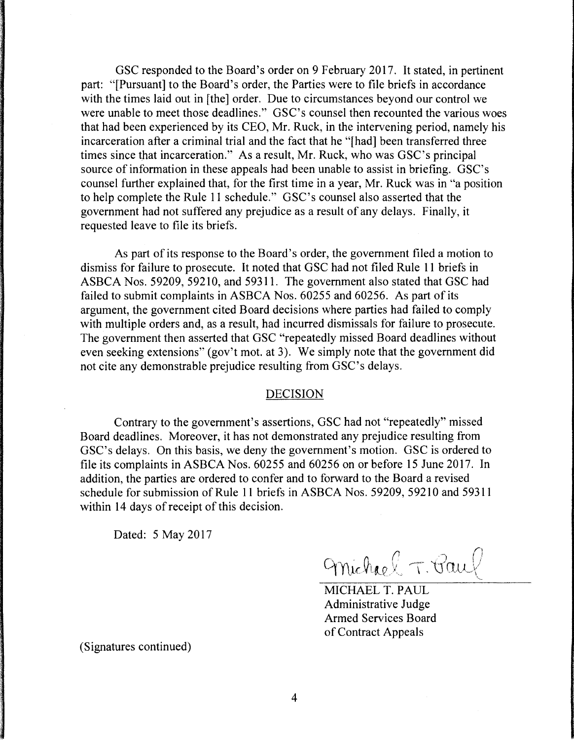GSC responded to the Board's order on 9 February 2017. It stated, in pertinent part: "[Pursuant] to the Board's order, the Parties were to file briefs in accordance with the times laid out in [the] order. Due to circumstances beyond our control we were unable to meet those deadlines." GSC's counsel then recounted the various woes that had been experienced by its CEO, Mr. Ruck, in the intervening period, namely his incarceration after a criminal trial and the fact that he "[had] been transferred three times since that incarceration." As a result, Mr. Ruck, who was GSC's principal source of information in these appeals had been unable to assist in briefing. GSC's counsel further explained that, for the first time in a year, Mr. Ruck was in "a position to help complete the Rule 11 schedule." GSC's counsel also asserted that the government had not suffered any prejudice as a result of any delays. Finally, it requested leave to file its briefs.

As part of its response to the Board's order, the government filed a motion to dismiss for failure to prosecute. It noted that GSC had not filed Rule 11 briefs in ASBCA Nos. 59209, 59210, and 59311. The government also stated that GSC had failed to submit complaints in ASBCA Nos. 60255 and 60256. As part of its argument, the government cited Board decisions where parties had failed to comply with multiple orders and, as a result, had incurred dismissals for failure to prosecute. The government then asserted that GSC "repeatedly missed Board deadlines without even seeking extensions" (gov't mot. at 3). We simply note that the government did not cite any demonstrable prejudice resulting from GSC's delays.

## DECISION

Contrary to the government's assertions, GSC had not "repeatedly" missed Board deadlines. Moreover, it has not demonstrated any prejudice resulting from GSC's delays. On this basis, we deny the government's motion. GSC is ordered to file its complaints in ASBCA Nos. 60255 and 60256 on or before 15 June 2017. In addition, the parties are ordered to confer and to forward to the Board a revised schedule for submission of Rule 11 briefs in ASBCA Nos. 59209, 59210 and 59311 within 14 days of receipt of this decision.

Dated: 5 May 2017

MICHAEL T. PAUL
Administrative Judge
Armed Services Board
of Contract Appeals

(Signatures continued)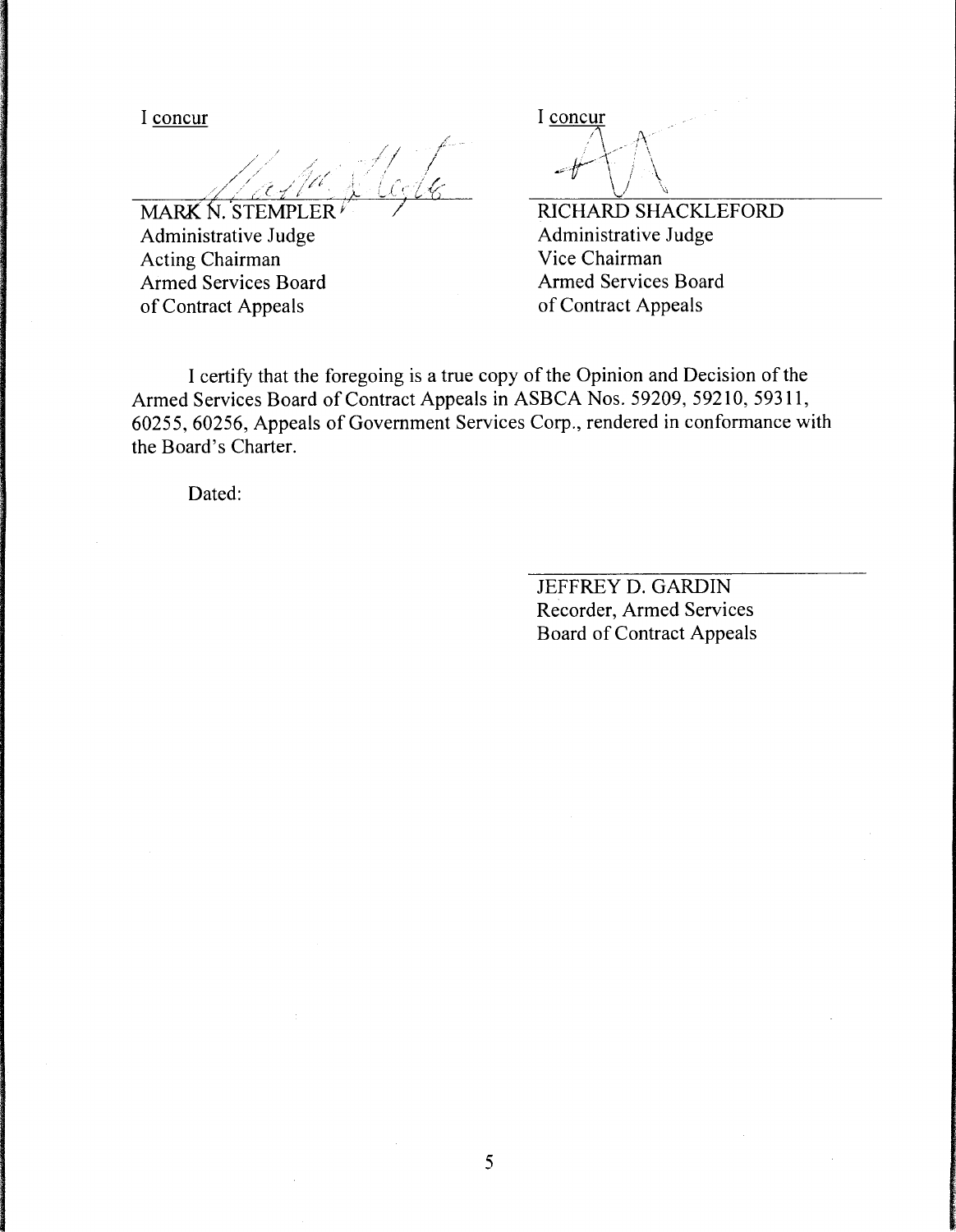I concur

MARK N. STEMPLER
Administrative Judge
Acting Chairman
Armed Services Board
of Contract Appeals

I concur

RICHARD SHACKLEFORD
Administrative Judge
Vice Chairman
Armed Services Board
of Contract Appeals

I certify that the foregoing is a true copy of the Opinion and Decision of the Armed Services Board of Contract Appeals in ASBCA Nos. 59209, 59210, 59311, 60255, 60256, Appeals of Government Services Corp., rendered in conformance with the Board's Charter.

Dated:

JEFFREY D. GARDIN
Recorder, Armed Services
Board of Contract Appeals